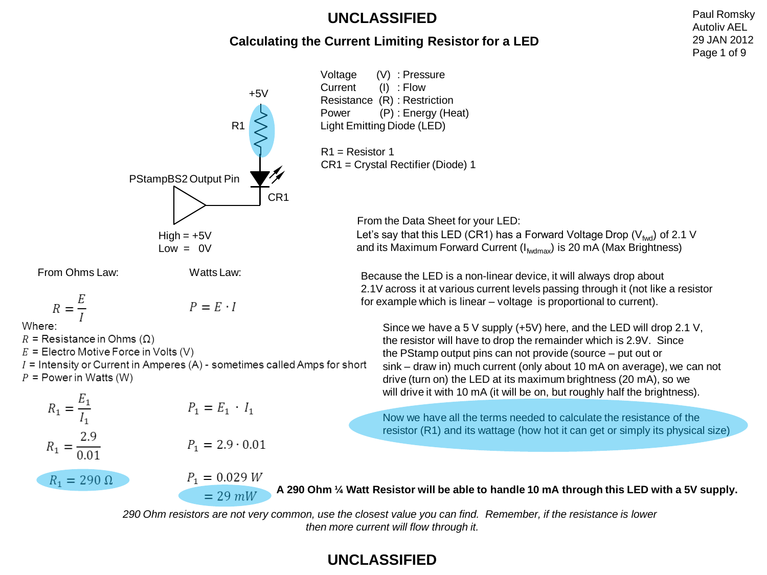# UNCLASSIFIED

Paul Romsky
Autoliv AEL
29 JAN 2012

## Calculating the Current Limiting Resistor for a LED

+5V

R1

PStampBS2 Output Pin

CR1

High = +5V
Low = 0V

Voltage (V) : Pressure
Current (I) : Flow
Resistance (R) : Restriction
Power (P) : Energy (Heat)
Light Emitting Diode (LED)

R1 = Resistor 1
CR1 = Crystal Rectifier (Diode) 1

From the Data Sheet for your LED:
Let's say that this LED (CR1) has a Forward Voltage Drop ($V_{fwd}$) of 2.1 V and its Maximum Forward Current ($I_{fwdmax}$) is 20 mA (Max Brightness)

Because the LED is a non-linear device, it will always drop about 2.1V across it at various current levels passing through it (not like a resistor for example which is linear – voltage is proportional to current).

Since we have a 5 V supply (+5V) here, and the LED will drop 2.1 V, the resistor will have to drop the remainder which is 2.9V. Since the PStamp output pins can not provide (source – put out or sink – draw in) much current (only about 10 mA on average), we can not drive (turn on) the LED at its maximum brightness (20 mA), so we will drive it with 10 mA (it will be on, but roughly half the brightness).

Now we have all the terms needed to calculate the resistance of the resistor (R1) and its wattage (how hot it can get or simply its physical size)

From Ohms Law:

$$R = \frac{E}{I}$$

Watts Law:

$$P = E \cdot I$$

Where:
$R$ = Resistance in Ohms (Ω)
$E$ = Electro Motive Force in Volts (V)
$I$ = Intensity or Current in Amperes (A) - sometimes called Amps for short
$P$ = Power in Watts (W)

$$R_1 = \frac{E_1}{I_1}$$

$$R_1 = \frac{2.9}{0.01}$$

$$R_1 = 290\ \Omega$$

$$P_1 = E_1 \cdot I_1$$

$$P_1 = 2.9 \cdot 0.01$$

$$P_1 = 0.029\ W$$

$$= 29\ mW$$

**A 290 Ohm ¼ Watt Resistor will be able to handle 10 mA through this LED with a 5V supply.**

*290 Ohm resistors are not very common, use the closest value you can find. Remember, if the resistance is lower then more current will flow through it.*

# UNCLASSIFIED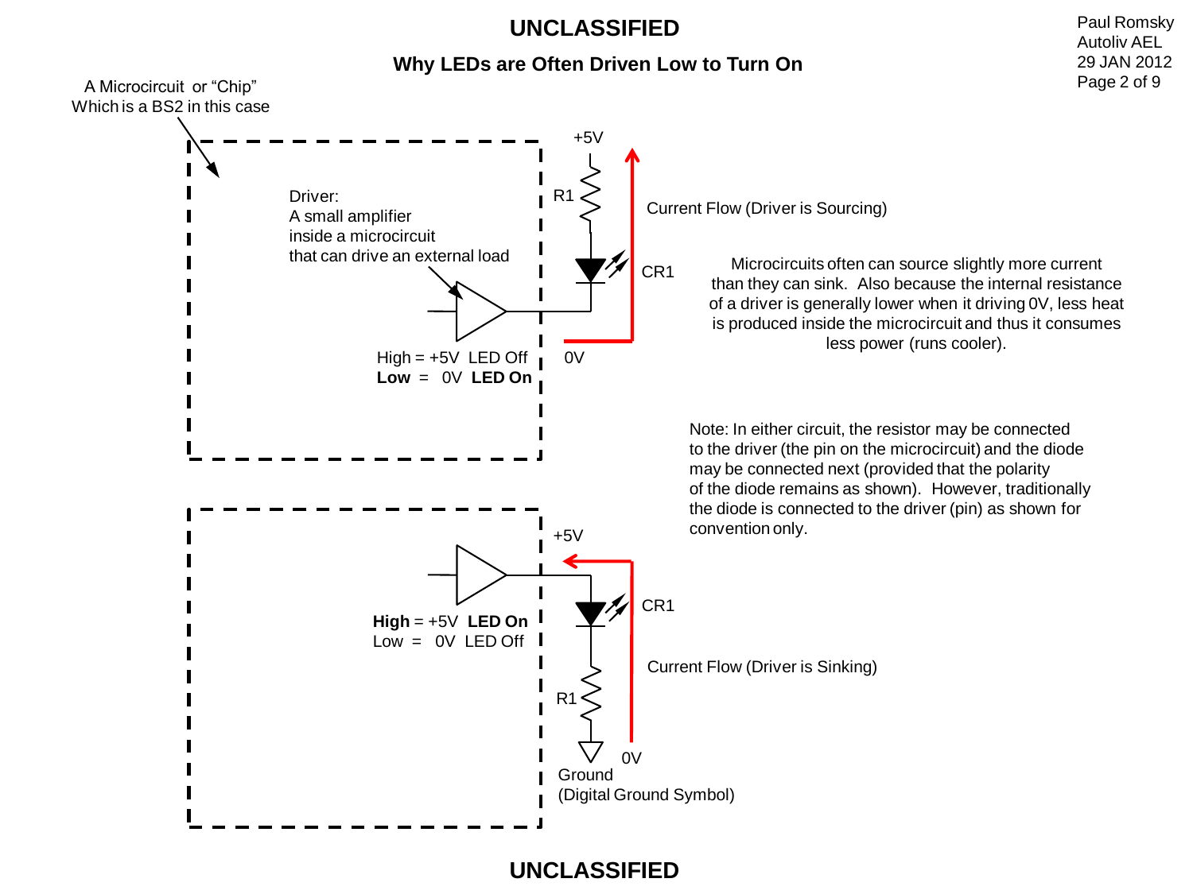## Why LEDs are Often Driven Low to Turn On

A Microcircuit or "Chip"
Which is a BS2 in this case

Driver:
A small amplifier
inside a microcircuit
that can drive an external load

+5V

R1

CR1

Current Flow (Driver is Sourcing)

High = +5V LED Off
**Low** = 0V **LED On**

0V

Microcircuits often can source slightly more current than they can sink. Also because the internal resistance of a driver is generally lower when it driving 0V, less heat is produced inside the microcircuit and thus it consumes less power (runs cooler).

Note: In either circuit, the resistor may be connected to the driver (the pin on the microcircuit) and the diode may be connected next (provided that the polarity of the diode remains as shown). However, traditionally the diode is connected to the driver (pin) as shown for convention only.

+5V

CR1

**High** = +5V **LED On**
Low = 0V LED Off

Current Flow (Driver is Sinking)

R1

0V

Ground
(Digital Ground Symbol)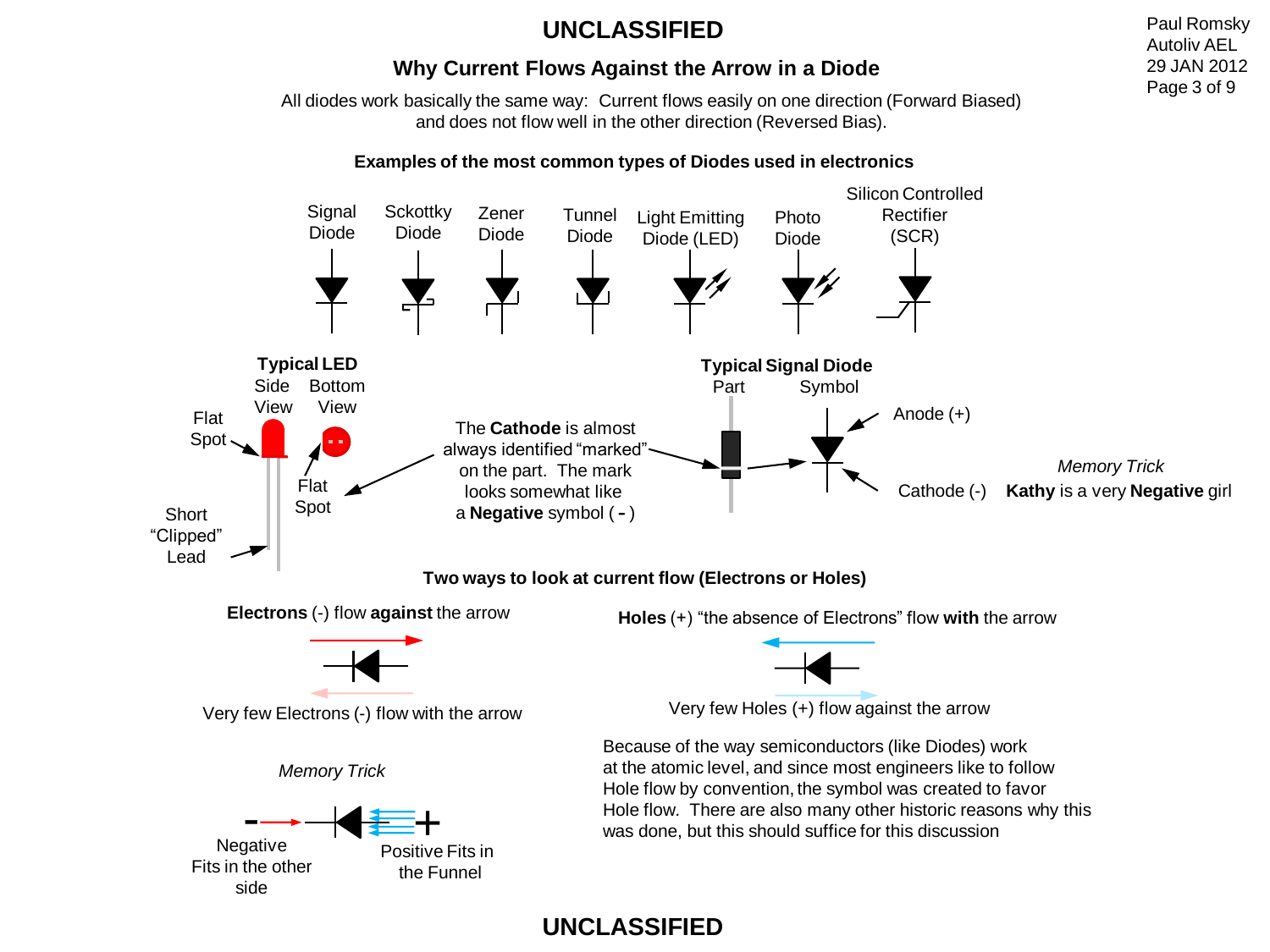# Why Current Flows Against the Arrow in a Diode

All diodes work basically the same way: Current flows easily on one direction (Forward Biased) and does not flow well in the other direction (Reversed Bias).

**Examples of the most common types of Diodes used in electronics**

Signal Diode | Sckottky Diode | Zener Diode | Tunnel Diode | Light Emitting Diode (LED) | Photo Diode | Silicon Controlled Rectifier (SCR)

**Typical LED**

Side View | Bottom View

Flat Spot

Flat Spot

Short "Clipped" Lead

The **Cathode** is almost always identified "marked" on the part. The mark looks somewhat like a **Negative** symbol ( **-** )

**Typical Signal Diode**

Part | Symbol

Anode (+)

Cathode (-)

*Memory Trick*

**Kathy** is a very **Negative** girl

**Two ways to look at current flow (Electrons or Holes)**

**Electrons** (-) flow **against** the arrow

Very few Electrons (-) flow with the arrow

**Holes** (+) "the absence of Electrons" flow **with** the arrow

Very few Holes (+) flow against the arrow

*Memory Trick*

Negative Fits in the other side

Positive Fits in the Funnel

Because of the way semiconductors (like Diodes) work at the atomic level, and since most engineers like to follow Hole flow by convention, the symbol was created to favor Hole flow. There are also many other historic reasons why this was done, but this should suffice for this discussion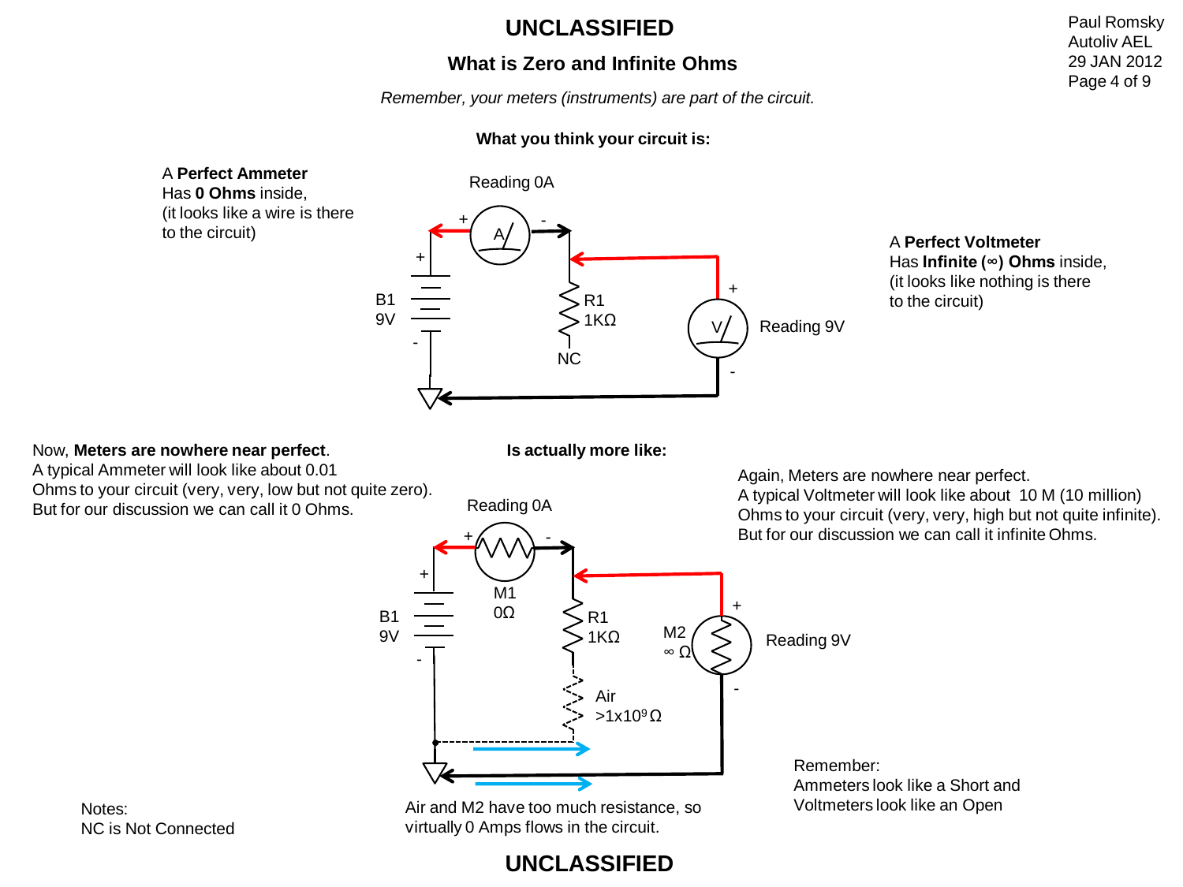# What is Zero and Infinite Ohms

*Remember, your meters (instruments) are part of the circuit.*

**What you think your circuit is:**

A **Perfect Ammeter**
Has **0 Ohms** inside,
(it looks like a wire is there
to the circuit)

Reading 0A

B1
9V

R1
1KΩ

NC

Reading 9V

A **Perfect Voltmeter**
Has **Infinite (∞) Ohms** inside,
(it looks like nothing is there
to the circuit)

Now, **Meters are nowhere near perfect**.
A typical Ammeter will look like about 0.01
Ohms to your circuit (very, very, low but not quite zero).
But for our discussion we can call it 0 Ohms.

**Is actually more like:**

Reading 0A

B1
9V

M1
0Ω

R1
1KΩ

Air
$>1 \times 10^9$ Ω

M2
∞ Ω

Reading 9V

Again, Meters are nowhere near perfect.
A typical Voltmeter will look like about 10 M (10 million)
Ohms to your circuit (very, very, high but not quite infinite).
But for our discussion we can call it infinite Ohms.

Air and M2 have too much resistance, so
virtually 0 Amps flows in the circuit.

Remember:
Ammeters look like a Short and
Voltmeters look like an Open

Notes:
NC is Not Connected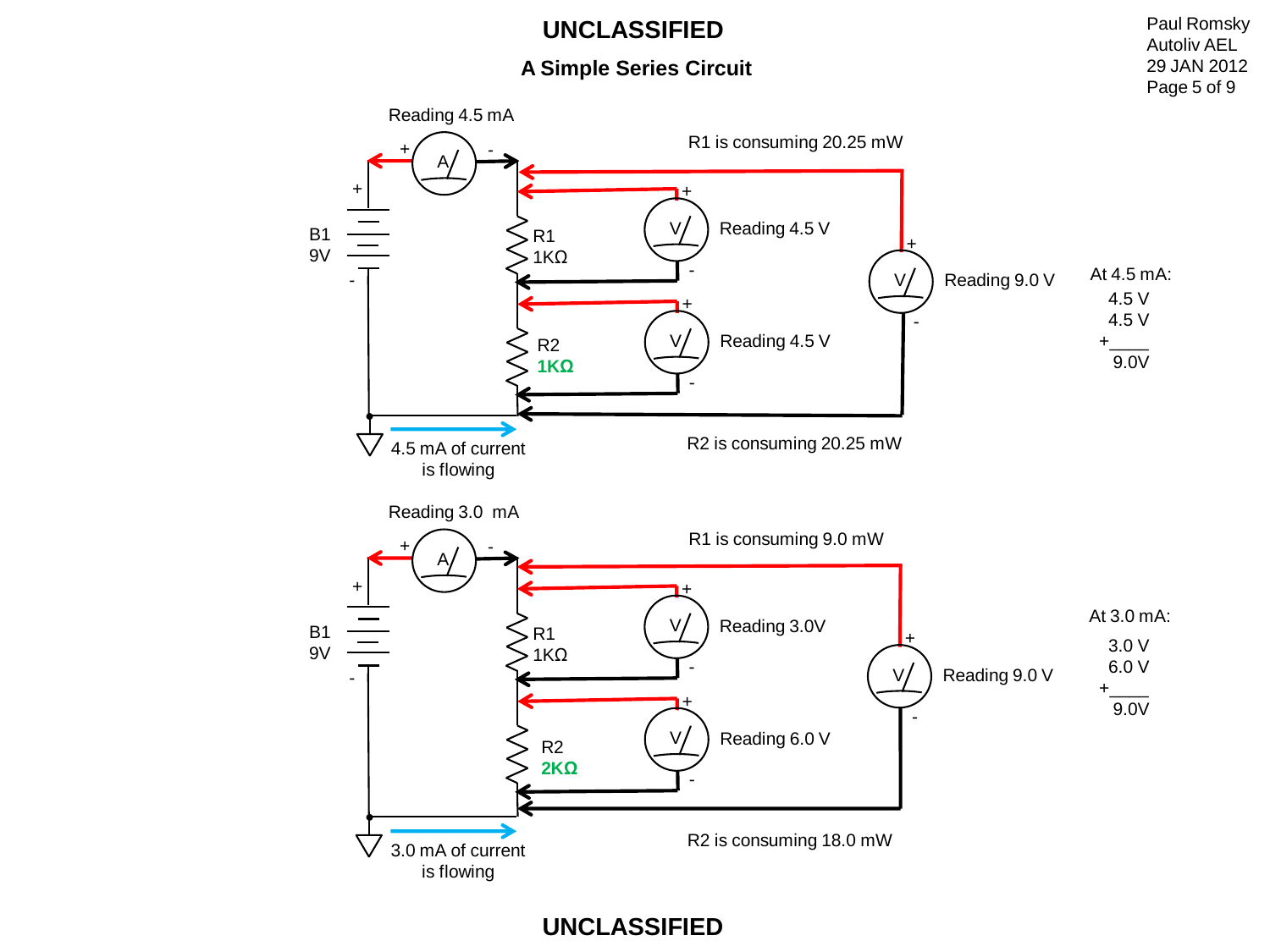UNCLASSIFIED

# A Simple Series Circuit

Paul Romsky
Autoliv AEL
29 JAN 2012

Reading 4.5 mA

R1 is consuming 20.25 mW

B1 9V

R1 1KΩ

Reading 4.5 V

R2 **1KΩ**

Reading 4.5 V

Reading 9.0 V

At 4.5 mA:

4.5 V
4.5 V
+ ____
9.0V

4.5 mA of current is flowing

R2 is consuming 20.25 mW

Reading 3.0 mA

R1 is consuming 9.0 mW

B1 9V

R1 1KΩ

Reading 3.0V

R2 **2KΩ**

Reading 6.0 V

Reading 9.0 V

At 3.0 mA:

3.0 V
6.0 V
+ ____
9.0V

3.0 mA of current is flowing

R2 is consuming 18.0 mW

UNCLASSIFIED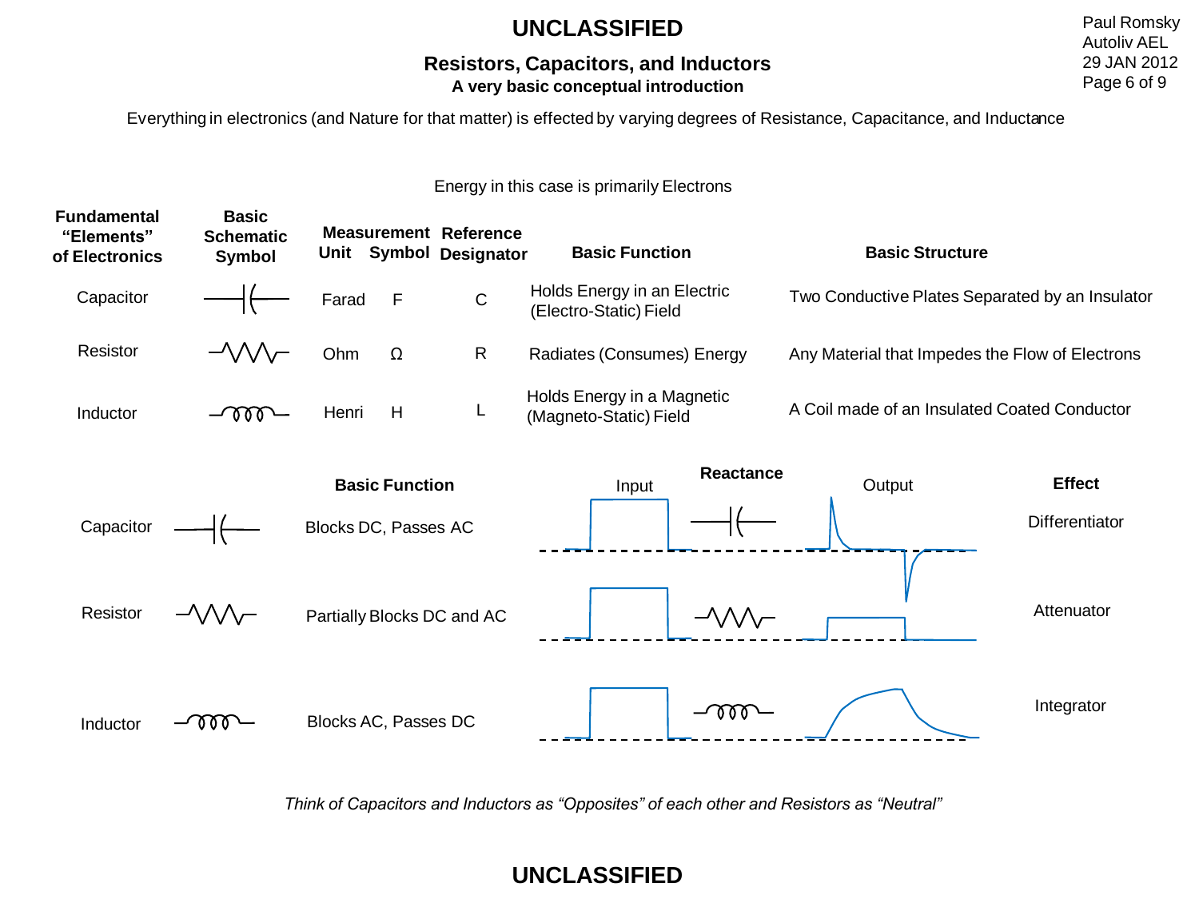**UNCLASSIFIED**

## Resistors, Capacitors, and Inductors

### A very basic conceptual introduction

Everything in electronics (and Nature for that matter) is effected by varying degrees of Resistance, Capacitance, and Inductance

Energy in this case is primarily Electrons

| Fundamental "Elements" of Electronics | Basic Schematic Symbol | Measurement Unit | Measurement Symbol | Reference Designator | Basic Function | Basic Structure |
|---|---|---|---|---|---|---|
| Capacitor | | Farad | F | C | Holds Energy in an Electric (Electro-Static) Field | Two Conductive Plates Separated by an Insulator |
| Resistor | | Ohm | Ω | R | Radiates (Consumes) Energy | Any Material that Impedes the Flow of Electrons |
| Inductor | | Henri | H | L | Holds Energy in a Magnetic (Magneto-Static) Field | A Coil made of an Insulated Coated Conductor |

| | Basic Function | Input | Reactance | Output | Effect |
|---|---|---|---|---|---|
| Capacitor | Blocks DC, Passes AC | | | | Differentiator |
| Resistor | Partially Blocks DC and AC | | | | Attenuator |
| Inductor | Blocks AC, Passes DC | | | | Integrator |

*Think of Capacitors and Inductors as "Opposites" of each other and Resistors as "Neutral"*

**UNCLASSIFIED**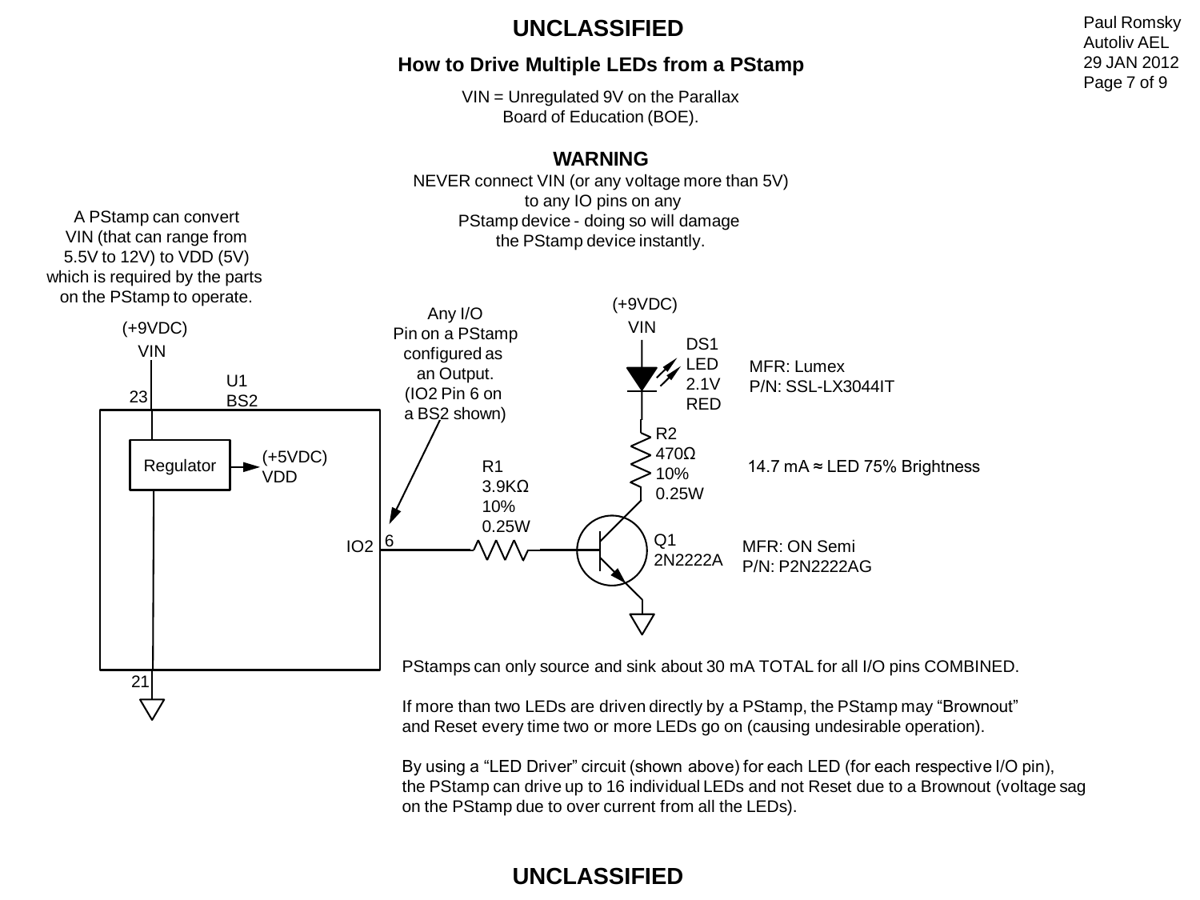# How to Drive Multiple LEDs from a PStamp

VIN = Unregulated 9V on the Parallax Board of Education (BOE).

**WARNING**

NEVER connect VIN (or any voltage more than 5V) to any IO pins on any PStamp device - doing so will damage the PStamp device instantly.

A PStamp can convert VIN (that can range from 5.5V to 12V) to VDD (5V) which is required by the parts on the PStamp to operate.

(+9VDC) VIN

23 U1 BS2

Regulator → (+5VDC) VDD

21

Any I/O Pin on a PStamp configured as an Output. (IO2 Pin 6 on a BS2 shown)

IO2 6

R1 3.9KΩ 10% 0.25W

(+9VDC) VIN

DS1 LED 2.1V RED — MFR: Lumex P/N: SSL-LX3044IT

R2 470Ω 10% 0.25W — 14.7 mA ≈ LED 75% Brightness

Q1 2N2222A — MFR: ON Semi P/N: P2N2222AG

PStamps can only source and sink about 30 mA TOTAL for all I/O pins COMBINED.

If more than two LEDs are driven directly by a PStamp, the PStamp may "Brownout" and Reset every time two or more LEDs go on (causing undesirable operation).

By using a "LED Driver" circuit (shown above) for each LED (for each respective I/O pin), the PStamp can drive up to 16 individual LEDs and not Reset due to a Brownout (voltage sag on the PStamp due to over current from all the LEDs).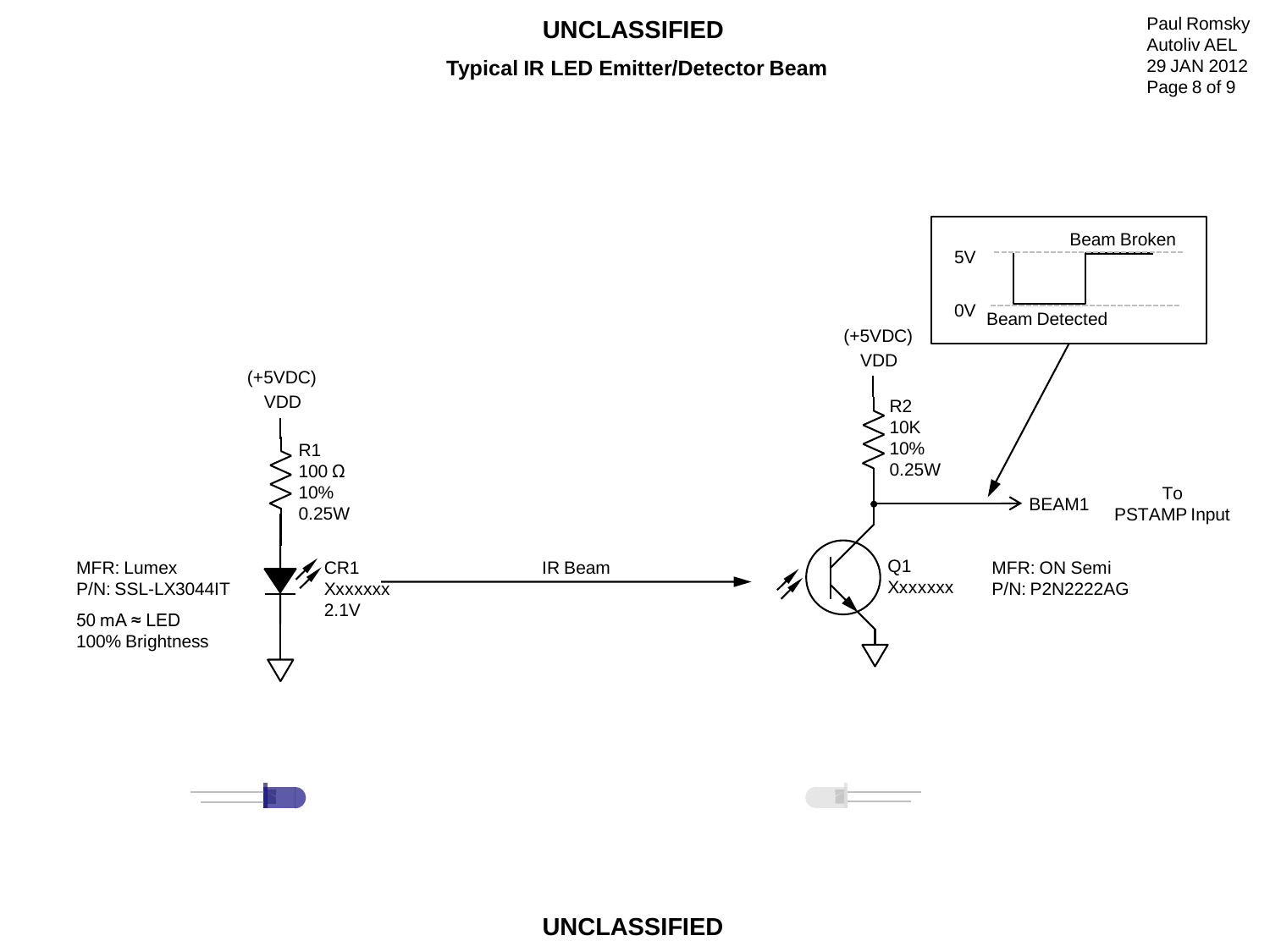UNCLASSIFIED

## Typical IR LED Emitter/Detector Beam

Beam Broken

5V

0V

Beam Detected

(+5VDC)
VDD

R2
10K
10%
0.25W

BEAM1

To
PSTAMP Input

(+5VDC)
VDD

R1
100 Ω
10%
0.25W

MFR: Lumex
P/N: SSL-LX3044IT

50 mA ≈ LED
100% Brightness

CR1
Xxxxxxx
2.1V

IR Beam

Q1
Xxxxxxx

MFR: ON Semi
P/N: P2N2222AG

UNCLASSIFIED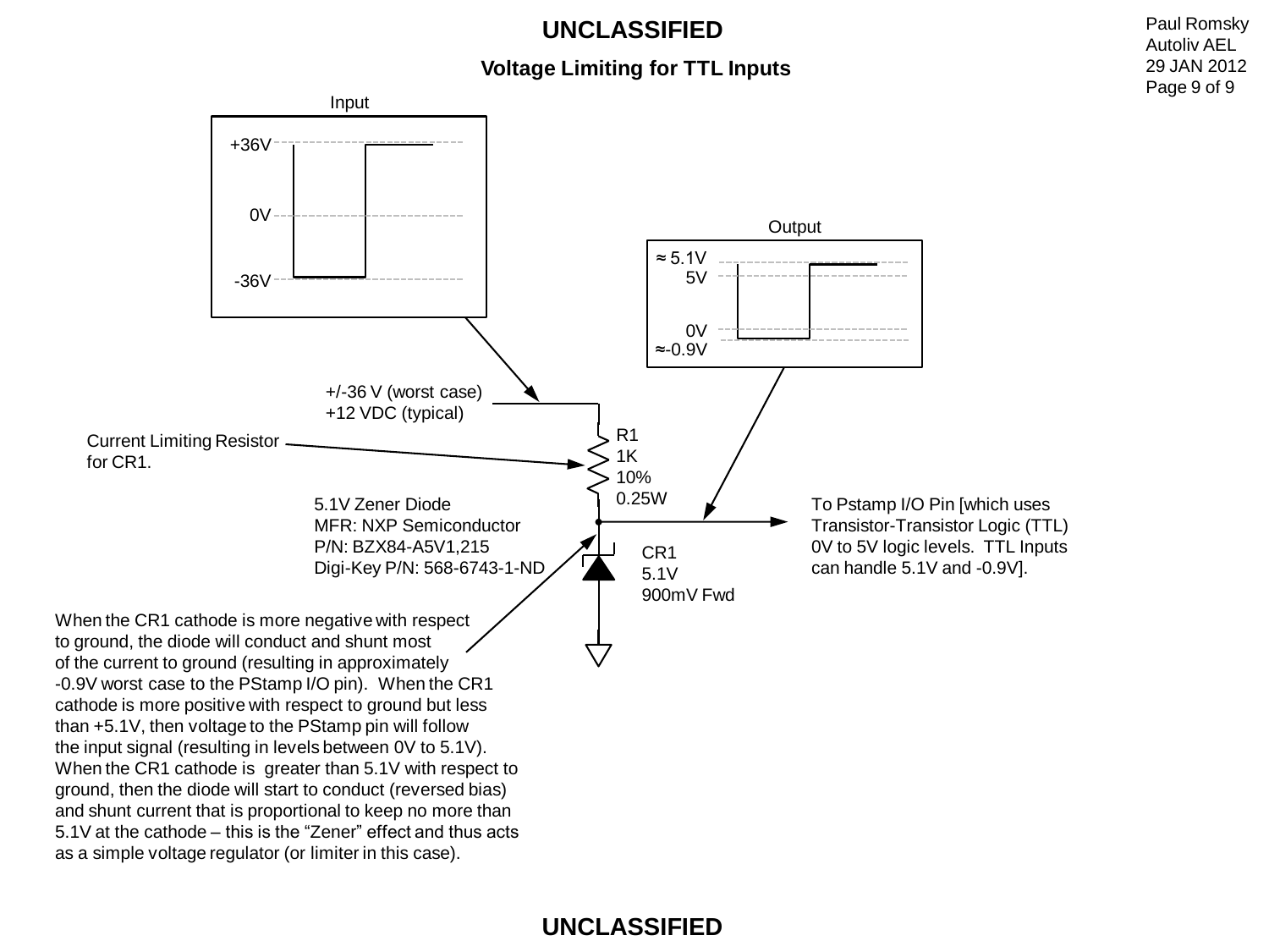UNCLASSIFIED

## Voltage Limiting for TTL Inputs

Paul Romsky
Autoliv AEL
29 JAN 2012

Input

+36V

0V

-36V

Output

≈ 5.1V

5V

0V

≈-0.9V

+/-36 V (worst case)
+12 VDC (typical)

Current Limiting Resistor for CR1.

R1
1K
10%
0.25W

5.1V Zener Diode
MFR: NXP Semiconductor
P/N: BZX84-A5V1,215
Digi-Key P/N: 568-6743-1-ND

CR1
5.1V
900mV Fwd

To Pstamp I/O Pin [which uses Transistor-Transistor Logic (TTL) 0V to 5V logic levels. TTL Inputs can handle 5.1V and -0.9V].

When the CR1 cathode is more negative with respect to ground, the diode will conduct and shunt most of the current to ground (resulting in approximately -0.9V worst case to the PStamp I/O pin). When the CR1 cathode is more positive with respect to ground but less than +5.1V, then voltage to the PStamp pin will follow the input signal (resulting in levels between 0V to 5.1V). When the CR1 cathode is greater than 5.1V with respect to ground, then the diode will start to conduct (reversed bias) and shunt current that is proportional to keep no more than 5.1V at the cathode – this is the “Zener” effect and thus acts as a simple voltage regulator (or limiter in this case).

UNCLASSIFIED